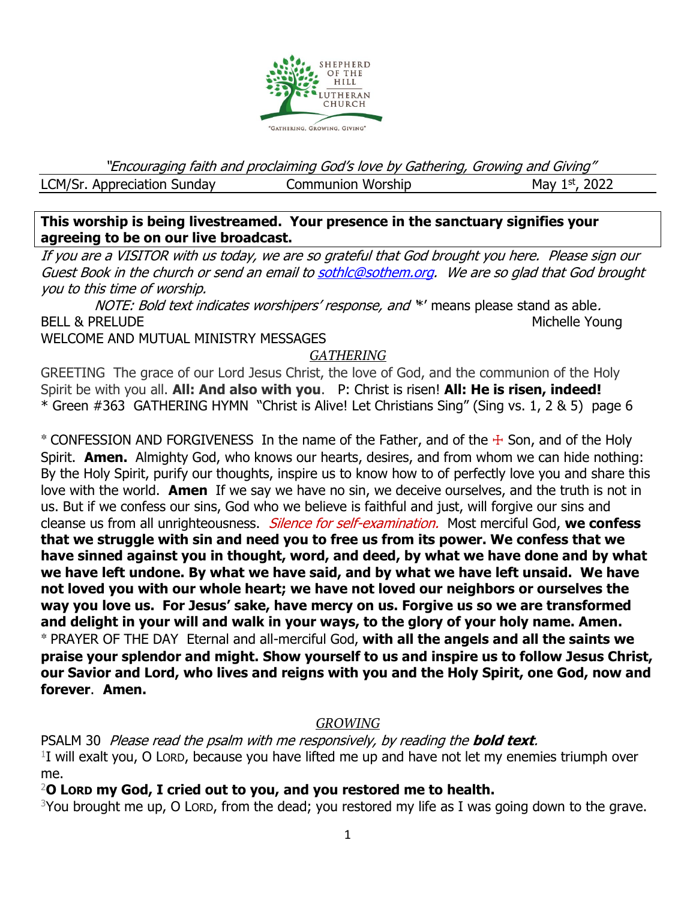SHEPHERD OF THE HILL LUTHERAN CHURCH

"GATHERING, GROWING, GIVING"

*"Encouraging faith and proclaiming God's love by Gathering, Growing and Giving"*

LCM/Sr. Appreciation Sunday | Communion Worship | May 1st, 2022

**This worship is being livestreamed. Your presence in the sanctuary signifies your agreeing to be on our live broadcast.**

*If you are a VISITOR with us today, we are so grateful that God brought you here. Please sign our Guest Book in the church or send an email to [sothlc@sothem.org](mailto:sothlc@sothem.org). We are so glad that God brought you to this time of worship.*

*NOTE: Bold text indicates worshipers' response, and* '*' means please stand as able.

BELL & PRELUDE Michelle Young

WELCOME AND MUTUAL MINISTRY MESSAGES

## *GATHERING*

GREETING The grace of our Lord Jesus Christ, the love of God, and the communion of the Holy Spirit be with you all. **All: And also with you**. P: Christ is risen! **All: He is risen, indeed!**

* Green #363 GATHERING HYMN "Christ is Alive! Let Christians Sing" (Sing vs. 1, 2 & 5) page 6

* CONFESSION AND FORGIVENESS In the name of the Father, and of the ☩ Son, and of the Holy Spirit. **Amen.** Almighty God, who knows our hearts, desires, and from whom we can hide nothing: By the Holy Spirit, purify our thoughts, inspire us to know how to of perfectly love you and share this love with the world. **Amen** If we say we have no sin, we deceive ourselves, and the truth is not in us. But if we confess our sins, God who we believe is faithful and just, will forgive our sins and cleanse us from all unrighteousness. *Silence for self-examination.* Most merciful God, **we confess that we struggle with sin and need you to free us from its power. We confess that we have sinned against you in thought, word, and deed, by what we have done and by what we have left undone. By what we have said, and by what we have left unsaid. We have not loved you with our whole heart; we have not loved our neighbors or ourselves the way you love us. For Jesus' sake, have mercy on us. Forgive us so we are transformed and delight in your will and walk in your ways, to the glory of your holy name. Amen.**

* PRAYER OF THE DAY Eternal and all-merciful God, **with all the angels and all the saints we praise your splendor and might. Show yourself to us and inspire us to follow Jesus Christ, our Savior and Lord, who lives and reigns with you and the Holy Spirit, one God, now and forever**. **Amen.**

## *GROWING*

PSALM 30 *Please read the psalm with me responsively, by reading the* ***bold text****.*

1 I will exalt you, O LORD, because you have lifted me up and have not let my enemies triumph over me.

**2 O LORD my God, I cried out to you, and you restored me to health.**

3 You brought me up, O LORD, from the dead; you restored my life as I was going down to the grave.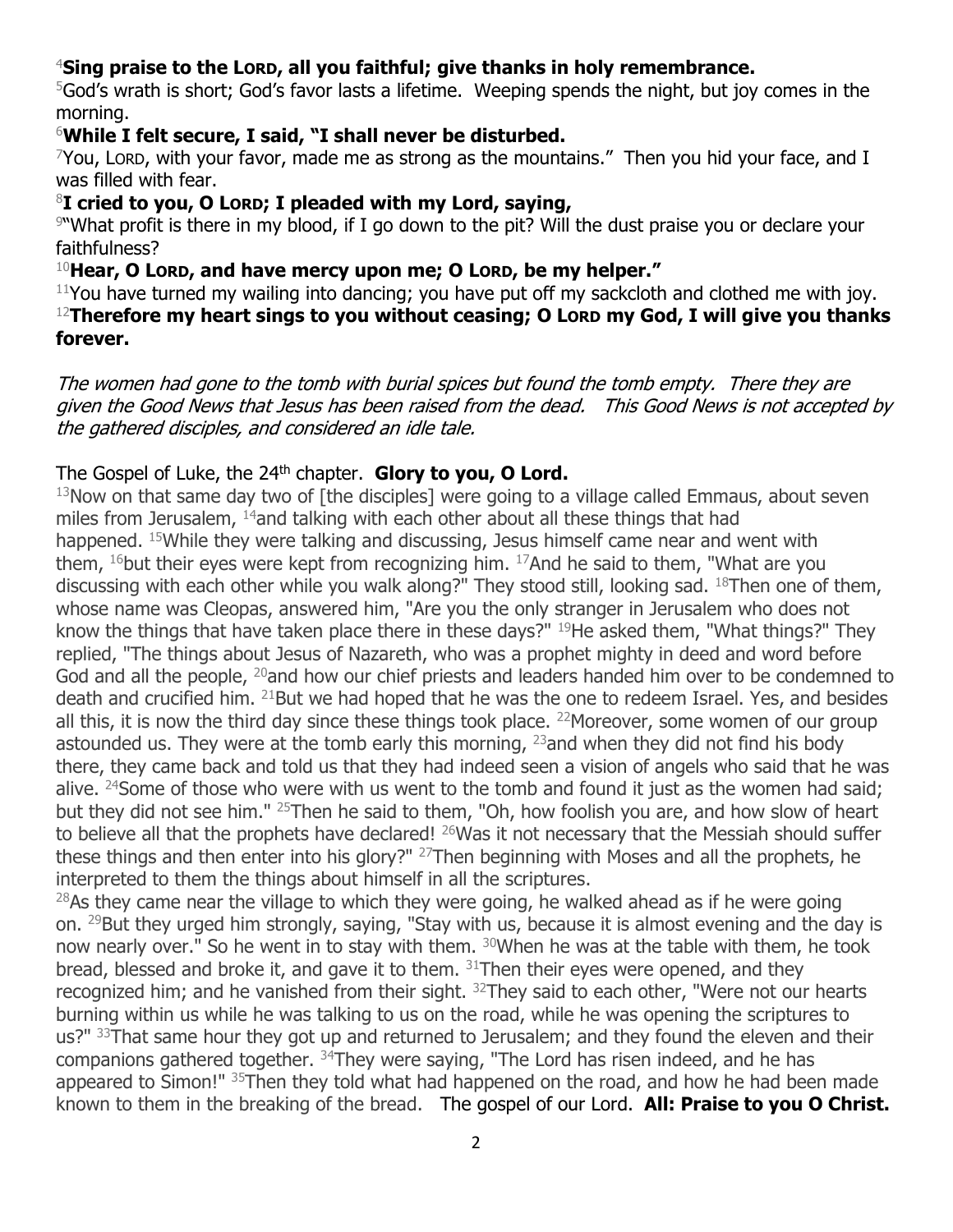[4]**Sing praise to the LORD, all you faithful; give thanks in holy remembrance.**

[5]God's wrath is short; God's favor lasts a lifetime. Weeping spends the night, but joy comes in the morning.

[6]**While I felt secure, I said, "I shall never be disturbed.**

[7]You, LORD, with your favor, made me as strong as the mountains." Then you hid your face, and I was filled with fear.

[8]**I cried to you, O LORD; I pleaded with my Lord, saying,**

[9]"What profit is there in my blood, if I go down to the pit? Will the dust praise you or declare your faithfulness?

[10]**Hear, O LORD, and have mercy upon me; O LORD, be my helper."**

[11]You have turned my wailing into dancing; you have put off my sackcloth and clothed me with joy.

[12]**Therefore my heart sings to you without ceasing; O LORD my God, I will give you thanks forever.**

*The women had gone to the tomb with burial spices but found the tomb empty. There they are given the Good News that Jesus has been raised from the dead. This Good News is not accepted by the gathered disciples, and considered an idle tale.*

The Gospel of Luke, the 24th chapter. **Glory to you, O Lord.**

[13]Now on that same day two of [the disciples] were going to a village called Emmaus, about seven miles from Jerusalem, [14]and talking with each other about all these things that had happened. [15]While they were talking and discussing, Jesus himself came near and went with them, [16]but their eyes were kept from recognizing him. [17]And he said to them, "What are you discussing with each other while you walk along?" They stood still, looking sad. [18]Then one of them, whose name was Cleopas, answered him, "Are you the only stranger in Jerusalem who does not know the things that have taken place there in these days?" [19]He asked them, "What things?" They replied, "The things about Jesus of Nazareth, who was a prophet mighty in deed and word before God and all the people, [20]and how our chief priests and leaders handed him over to be condemned to death and crucified him. [21]But we had hoped that he was the one to redeem Israel. Yes, and besides all this, it is now the third day since these things took place. [22]Moreover, some women of our group astounded us. They were at the tomb early this morning, [23]and when they did not find his body there, they came back and told us that they had indeed seen a vision of angels who said that he was alive. [24]Some of those who were with us went to the tomb and found it just as the women had said; but they did not see him." [25]Then he said to them, "Oh, how foolish you are, and how slow of heart to believe all that the prophets have declared! [26]Was it not necessary that the Messiah should suffer these things and then enter into his glory?" [27]Then beginning with Moses and all the prophets, he interpreted to them the things about himself in all the scriptures.

[28]As they came near the village to which they were going, he walked ahead as if he were going on. [29]But they urged him strongly, saying, "Stay with us, because it is almost evening and the day is now nearly over." So he went in to stay with them. [30]When he was at the table with them, he took bread, blessed and broke it, and gave it to them. [31]Then their eyes were opened, and they recognized him; and he vanished from their sight. [32]They said to each other, "Were not our hearts burning within us while he was talking to us on the road, while he was opening the scriptures to us?" [33]That same hour they got up and returned to Jerusalem; and they found the eleven and their companions gathered together. [34]They were saying, "The Lord has risen indeed, and he has appeared to Simon!" [35]Then they told what had happened on the road, and how he had been made known to them in the breaking of the bread. The gospel of our Lord. **All: Praise to you O Christ.**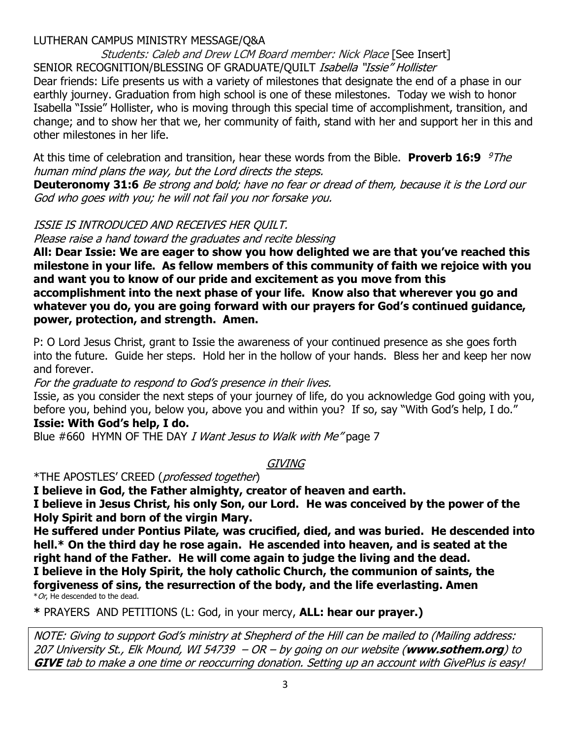LUTHERAN CAMPUS MINISTRY MESSAGE/Q&A

*Students: Caleb and Drew LCM Board member: Nick Place* [See Insert]

SENIOR RECOGNITION/BLESSING OF GRADUATE/QUILT *Isabella "Issie" Hollister*

Dear friends: Life presents us with a variety of milestones that designate the end of a phase in our earthly journey. Graduation from high school is one of these milestones. Today we wish to honor Isabella "Issie" Hollister, who is moving through this special time of accomplishment, transition, and change; and to show her that we, her community of faith, stand with her and support her in this and other milestones in her life.

At this time of celebration and transition, hear these words from the Bible. **Proverb 16:9** [9] *The human mind plans the way, but the Lord directs the steps.*

**Deuteronomy 31:6** *Be strong and bold; have no fear or dread of them, because it is the Lord our God who goes with you; he will not fail you nor forsake you.*

*ISSIE IS INTRODUCED AND RECEIVES HER QUILT.*

*Please raise a hand toward the graduates and recite blessing*

**All: Dear Issie: We are eager to show you how delighted we are that you've reached this milestone in your life. As fellow members of this community of faith we rejoice with you and want you to know of our pride and excitement as you move from this accomplishment into the next phase of your life. Know also that wherever you go and whatever you do, you are going forward with our prayers for God's continued guidance, power, protection, and strength. Amen.**

P: O Lord Jesus Christ, grant to Issie the awareness of your continued presence as she goes forth into the future. Guide her steps. Hold her in the hollow of your hands. Bless her and keep her now and forever.

*For the graduate to respond to God's presence in their lives.*

Issie, as you consider the next steps of your journey of life, do you acknowledge God going with you, before you, behind you, below you, above you and within you? If so, say "With God's help, I do."

**Issie: With God's help, I do.**

Blue #660 HYMN OF THE DAY *I Want Jesus to Walk with Me"* page 7

## GIVING

*THE APOSTLES' CREED (*professed together*)

**I believe in God, the Father almighty, creator of heaven and earth.**

**I believe in Jesus Christ, his only Son, our Lord. He was conceived by the power of the Holy Spirit and born of the virgin Mary.**

**He suffered under Pontius Pilate, was crucified, died, and was buried. He descended into hell.* On the third day he rose again. He ascended into heaven, and is seated at the right hand of the Father. He will come again to judge the living and the dead.**

**I believe in the Holy Spirit, the holy catholic Church, the communion of saints, the forgiveness of sins, the resurrection of the body, and the life everlasting. Amen**

**Or*, He descended to the dead.

**\*** PRAYERS AND PETITIONS (L: God, in your mercy, **ALL: hear our prayer.)**

*NOTE: Giving to support God's ministry at Shepherd of the Hill can be mailed to (Mailing address: 207 University St., Elk Mound, WI 54739 – OR – by going on our website (**www.sothem.org**) to **GIVE** tab to make a one time or reoccurring donation. Setting up an account with GivePlus is easy!*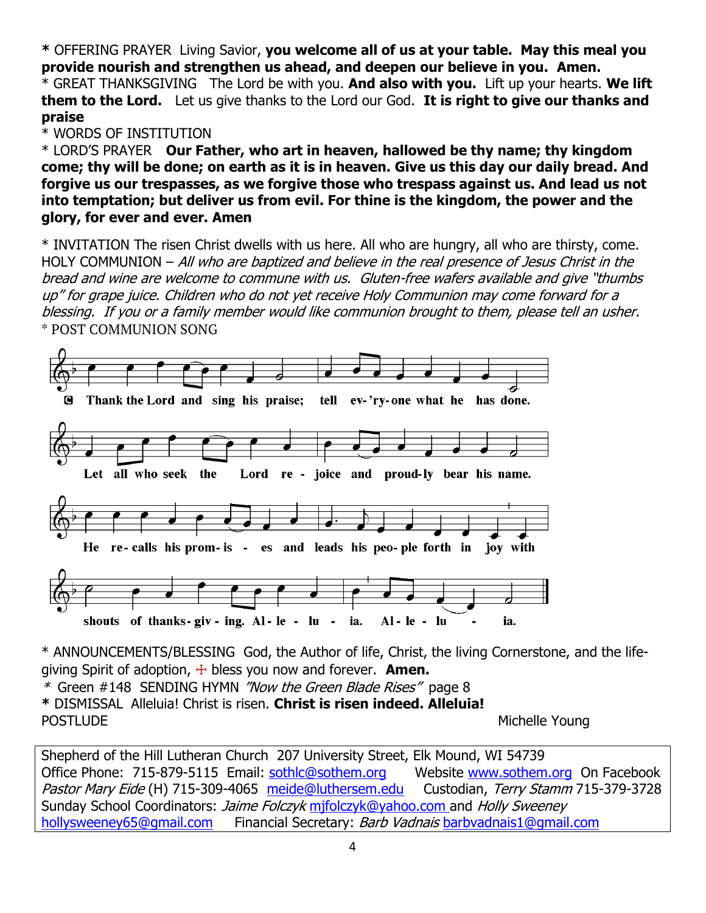**\*** OFFERING PRAYER Living Savior, **you welcome all of us at your table. May this meal you provide nourish and strengthen us ahead, and deepen our believe in you. Amen.**

\* GREAT THANKSGIVING The Lord be with you. **And also with you.** Lift up your hearts. **We lift them to the Lord.** Let us give thanks to the Lord our God. **It is right to give our thanks and praise**

\* WORDS OF INSTITUTION

\* LORD'S PRAYER **Our Father, who art in heaven, hallowed be thy name; thy kingdom come; thy will be done; on earth as it is in heaven. Give us this day our daily bread. And forgive us our trespasses, as we forgive those who trespass against us. And lead us not into temptation; but deliver us from evil. For thine is the kingdom, the power and the glory, for ever and ever. Amen**

\* INVITATION The risen Christ dwells with us here. All who are hungry, all who are thirsty, come.

HOLY COMMUNION – *All who are baptized and believe in the real presence of Jesus Christ in the bread and wine are welcome to commune with us. Gluten-free wafers available and give "thumbs up" for grape juice. Children who do not yet receive Holy Communion may come forward for a blessing. If you or a family member would like communion brought to them, please tell an usher.*

\* POST COMMUNION SONG

**C** Thank the Lord and sing his praise; tell ev-'ry-one what he has done.
Let all who seek the Lord re-joice and proud-ly bear his name.
He re-calls his prom-is-es and leads his peo-ple forth in joy with
shouts of thanks-giv-ing. Al-le-lu-ia. Al-le-lu-ia.

\* ANNOUNCEMENTS/BLESSING God, the Author of life, Christ, the living Cornerstone, and the life-giving Spirit of adoption, ☩ bless you now and forever. **Amen.**

\* Green #148 SENDING HYMN *"Now the Green Blade Rises"* page 8

**\*** DISMISSAL Alleluia! Christ is risen. **Christ is risen indeed. Alleluia!**

POSTLUDE Michelle Young

Shepherd of the Hill Lutheran Church 207 University Street, Elk Mound, WI 54739
Office Phone: 715-879-5115 Email: sothlc@sothem.org Website www.sothem.org On Facebook
*Pastor Mary Eide* (H) 715-309-4065 meide@luthersem.edu Custodian, *Terry Stamm* 715-379-3728
Sunday School Coordinators: *Jaime Folczyk* mjfolczyk@yahoo.com and *Holly Sweeney* hollysweeney65@gmail.com Financial Secretary: *Barb Vadnais* barbvadnais1@gmail.com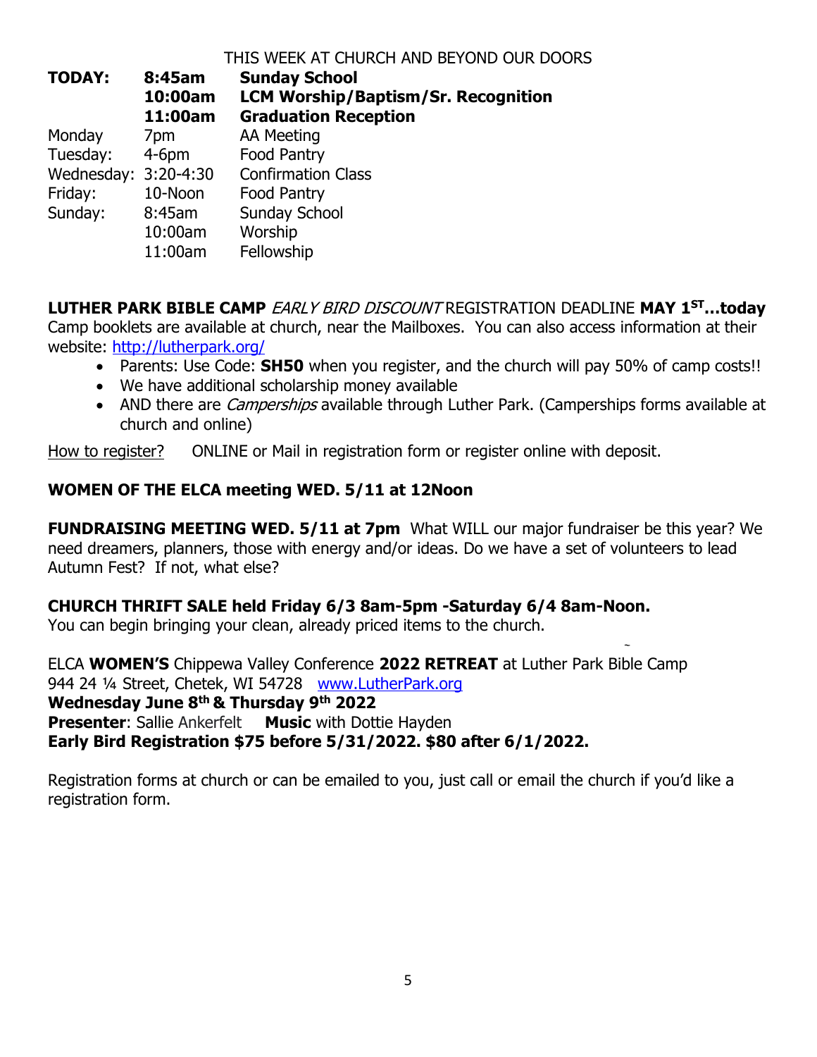THIS WEEK AT CHURCH AND BEYOND OUR DOORS

| | | |
|---|---|---|
| **TODAY:** | **8:45am** | **Sunday School** |
| | **10:00am** | **LCM Worship/Baptism/Sr. Recognition** |
| | **11:00am** | **Graduation Reception** |
| Monday | 7pm | AA Meeting |
| Tuesday: | 4-6pm | Food Pantry |
| Wednesday: | 3:20-4:30 | Confirmation Class |
| Friday: | 10-Noon | Food Pantry |
| Sunday: | 8:45am | Sunday School |
| | 10:00am | Worship |
| | 11:00am | Fellowship |

**LUTHER PARK BIBLE CAMP** *EARLY BIRD DISCOUNT* REGISTRATION DEADLINE **MAY 1ST…today**
Camp booklets are available at church, near the Mailboxes. You can also access information at their website: http://lutherpark.org/

- Parents: Use Code: **SH50** when you register, and the church will pay 50% of camp costs!!
- We have additional scholarship money available
- AND there are *Camperships* available through Luther Park. (Camperships forms available at church and online)

How to register? ONLINE or Mail in registration form or register online with deposit.

**WOMEN OF THE ELCA meeting WED. 5/11 at 12Noon**

**FUNDRAISING MEETING WED. 5/11 at 7pm** What WILL our major fundraiser be this year? We need dreamers, planners, those with energy and/or ideas. Do we have a set of volunteers to lead Autumn Fest? If not, what else?

**CHURCH THRIFT SALE held Friday 6/3 8am-5pm -Saturday 6/4 8am-Noon.**
You can begin bringing your clean, already priced items to the church.

ELCA **WOMEN'S** Chippewa Valley Conference **2022 RETREAT** at Luther Park Bible Camp
944 24 ¼ Street, Chetek, WI 54728 www.LutherPark.org
**Wednesday June 8th & Thursday 9th 2022**
**Presenter**: Sallie Ankerfelt **Music** with Dottie Hayden
**Early Bird Registration $75 before 5/31/2022. $80 after 6/1/2022.**

Registration forms at church or can be emailed to you, just call or email the church if you'd like a registration form.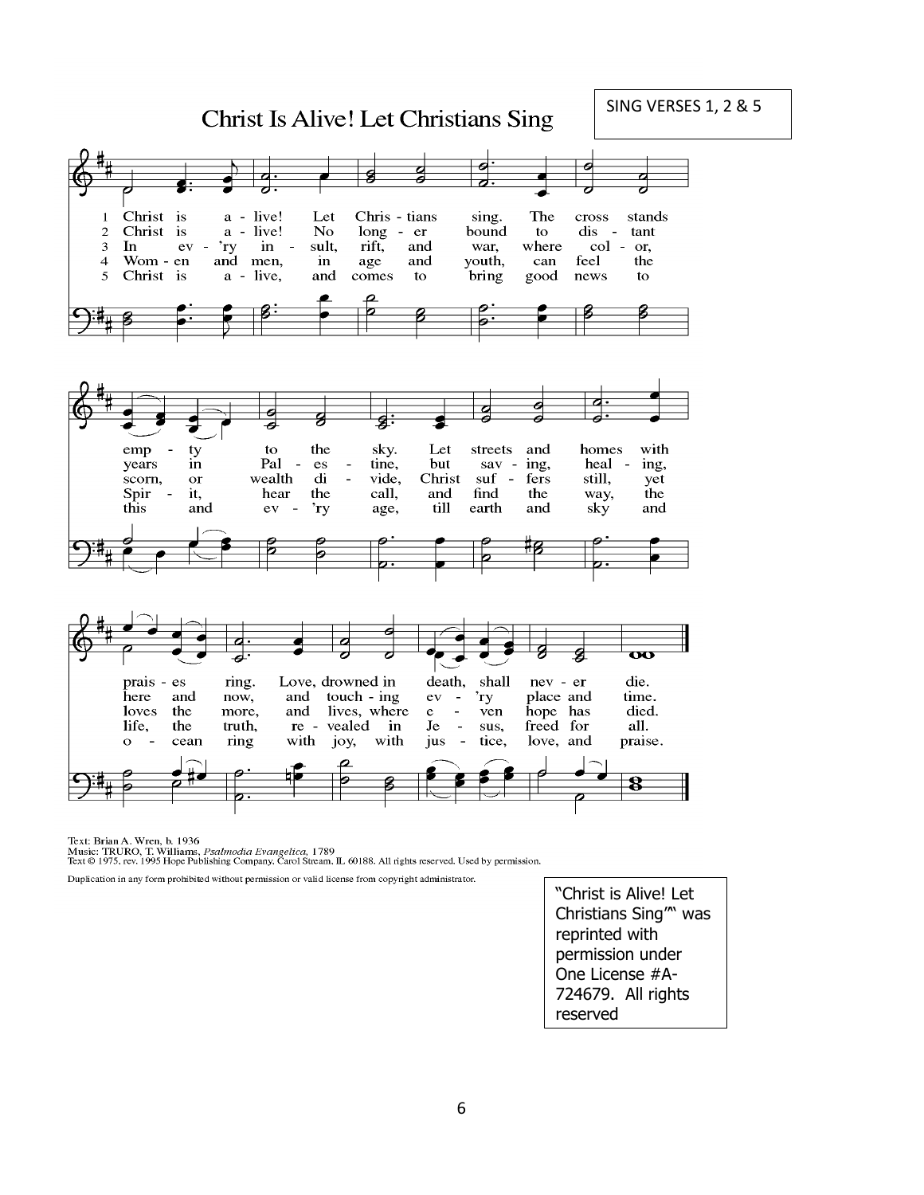# Christ Is Alive! Let Christians Sing

SING VERSES 1, 2 & 5

1. Christ is alive! Let Christians sing. The cross stands empty to the sky. Let streets and homes with praises ring. Love, drowned in death, shall never die.
2. Christ is alive! No longer bound to distant years in Palestine, but saving, healing, here and now, and touching every place and time.
3. In every insult, rift, and war, where color, scorn, or wealth divide, Christ suffers still, yet loves the more, and lives, where even hope has died.
4. Women and men, in age and youth, can feel the Spirit, hear the call, and find the way, the life, the truth, revealed in Jesus, freed for all.
5. Christ is alive, and comes to bring good news to this and every age, till earth and sky and ocean ring with joy, with justice, love, and praise.

Text: Brian A. Wren, b. 1936
Music: TRURO, T. Williams, *Psalmodia Evangelica*, 1789
Text © 1975, rev. 1995 Hope Publishing Company, Carol Stream, IL 60188. All rights reserved. Used by permission.

Duplication in any form prohibited without permission or valid license from copyright administrator.

"Christ is Alive! Let Christians Sing" was reprinted with permission under One License #A-724679. All rights reserved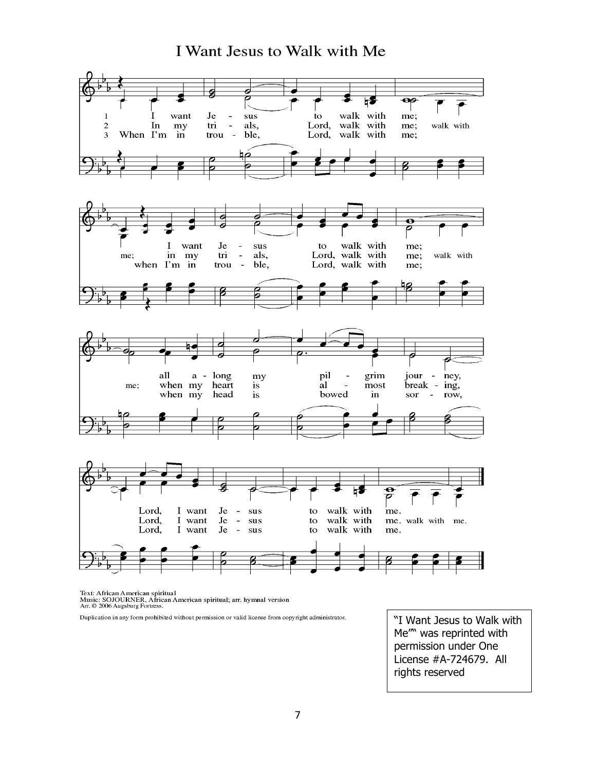# I Want Jesus to Walk with Me

1 I want Jesus to walk with me; I want Jesus to walk with me; all along my pilgrim journey, Lord, I want Jesus to walk with me.

2 In my trials, Lord, walk with me; walk with me; in my trials, Lord, walk with me; walk with me; when my heart is almost breaking, Lord, I want Jesus to walk with me. walk with me.

3 When I'm in trouble, Lord, walk with me; when I'm in trouble, Lord, walk with me; when my head is bowed in sorrow, Lord, I want Jesus to walk with me.

Text: African American spiritual
Music: SOJOURNER, African American spiritual; arr. hymnal version
Arr. © 2006 Augsburg Fortress.

Duplication in any form prohibited without permission or valid license from copyright administrator.

"I Want Jesus to Walk with Me"" was reprinted with permission under One License #A-724679. All rights reserved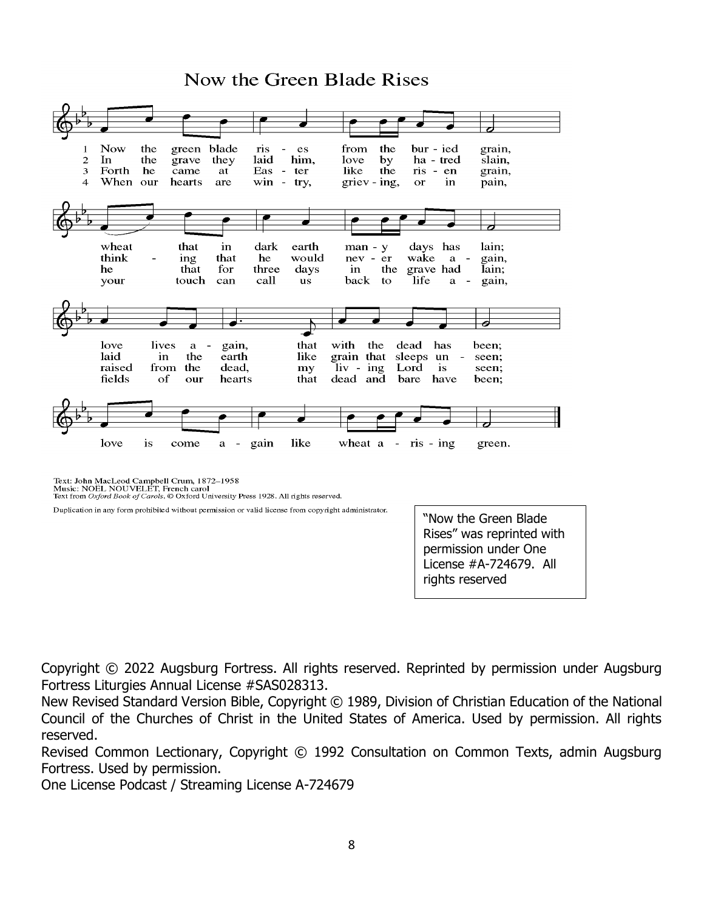# Now the Green Blade Rises

1 Now the green blade rises from the buried grain,
wheat that in dark earth many days has lain;
love lives again, that with the dead has been;
love is come again like wheat arising green.

2 In the grave they laid him, love by hatred slain,
thinking that he would never wake again,
laid in the earth like grain that sleeps unseen;
love is come again like wheat arising green.

3 Forth he came at Easter, like the risen grain,
he that for three days in the grave had lain;
raised from the dead, my living Lord is seen;
love is come again like wheat arising green.

4 When our hearts are wintry, grieving, or in pain,
your touch can call us back to life again,
fields of our hearts that dead and bare have been;
love is come again like wheat arising green.

Text: John MacLeod Campbell Crum, 1872–1958
Music: NOËL NOUVELET, French carol
Text from *Oxford Book of Carols*, © Oxford University Press 1928. All rights reserved.

Duplication in any form prohibited without permission or valid license from copyright administrator.

"Now the Green Blade Rises" was reprinted with permission under One License #A-724679. All rights reserved

Copyright © 2022 Augsburg Fortress. All rights reserved. Reprinted by permission under Augsburg Fortress Liturgies Annual License #SAS028313.
New Revised Standard Version Bible, Copyright © 1989, Division of Christian Education of the National Council of the Churches of Christ in the United States of America. Used by permission. All rights reserved.
Revised Common Lectionary, Copyright © 1992 Consultation on Common Texts, admin Augsburg Fortress. Used by permission.
One License Podcast / Streaming License A-724679